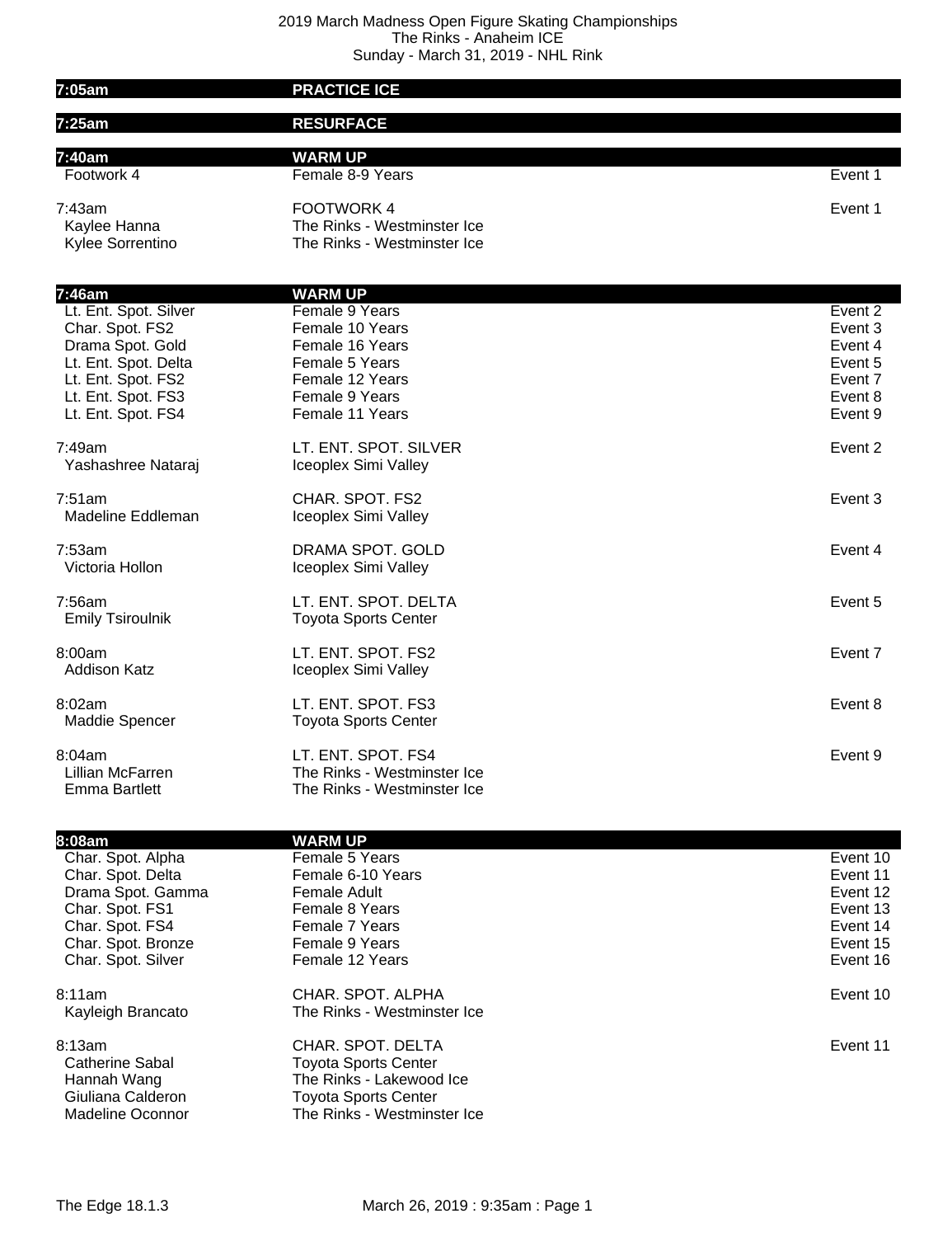# 2019 March Madness Open Figure Skating Championships

The Rinks - Anaheim ICE

Sunday - March 31, 2019 - NHL Rink

| | | |
|---|---|---|
| **7:05am** | **PRACTICE ICE** | |
| **7:25am** | **RESURFACE** | |
| **7:40am** | **WARM UP** | |
| Footwork 4 | Female 8-9 Years | Event 1 |
| 7:43am | FOOTWORK 4 | Event 1 |
| Kaylee Hanna | The Rinks - Westminster Ice | |
| Kylee Sorrentino | The Rinks - Westminster Ice | |
| **7:46am** | **WARM UP** | |
| Lt. Ent. Spot. Silver | Female 9 Years | Event 2 |
| Char. Spot. FS2 | Female 10 Years | Event 3 |
| Drama Spot. Gold | Female 16 Years | Event 4 |
| Lt. Ent. Spot. Delta | Female 5 Years | Event 5 |
| Lt. Ent. Spot. FS2 | Female 12 Years | Event 7 |
| Lt. Ent. Spot. FS3 | Female 9 Years | Event 8 |
| Lt. Ent. Spot. FS4 | Female 11 Years | Event 9 |
| 7:49am | LT. ENT. SPOT. SILVER | Event 2 |
| Yashashree Nataraj | Iceoplex Simi Valley | |
| 7:51am | CHAR. SPOT. FS2 | Event 3 |
| Madeline Eddleman | Iceoplex Simi Valley | |
| 7:53am | DRAMA SPOT. GOLD | Event 4 |
| Victoria Hollon | Iceoplex Simi Valley | |
| 7:56am | LT. ENT. SPOT. DELTA | Event 5 |
| Emily Tsiroulnik | Toyota Sports Center | |
| 8:00am | LT. ENT. SPOT. FS2 | Event 7 |
| Addison Katz | Iceoplex Simi Valley | |
| 8:02am | LT. ENT. SPOT. FS3 | Event 8 |
| Maddie Spencer | Toyota Sports Center | |
| 8:04am | LT. ENT. SPOT. FS4 | Event 9 |
| Lillian McFarren | The Rinks - Westminster Ice | |
| Emma Bartlett | The Rinks - Westminster Ice | |
| **8:08am** | **WARM UP** | |
| Char. Spot. Alpha | Female 5 Years | Event 10 |
| Char. Spot. Delta | Female 6-10 Years | Event 11 |
| Drama Spot. Gamma | Female Adult | Event 12 |
| Char. Spot. FS1 | Female 8 Years | Event 13 |
| Char. Spot. FS4 | Female 7 Years | Event 14 |
| Char. Spot. Bronze | Female 9 Years | Event 15 |
| Char. Spot. Silver | Female 12 Years | Event 16 |
| 8:11am | CHAR. SPOT. ALPHA | Event 10 |
| Kayleigh Brancato | The Rinks - Westminster Ice | |
| 8:13am | CHAR. SPOT. DELTA | Event 11 |
| Catherine Sabal | Toyota Sports Center | |
| Hannah Wang | The Rinks - Lakewood Ice | |
| Giuliana Calderon | Toyota Sports Center | |
| Madeline Oconnor | The Rinks - Westminster Ice | |

The Edge 18.1.3 March 26, 2019 : 9:35am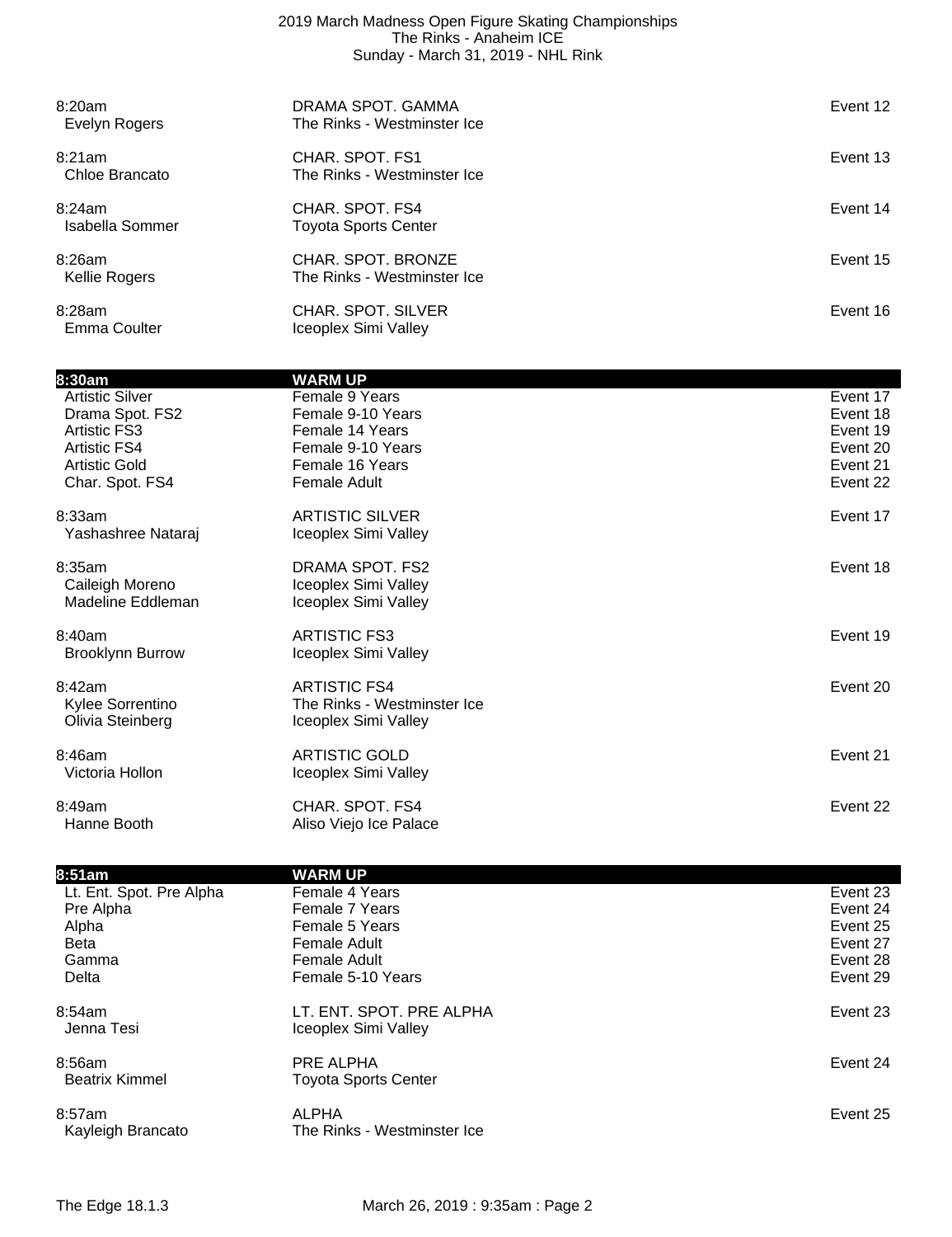| | | |
|---|---|---|
| 8:20am<br>Evelyn Rogers | DRAMA SPOT. GAMMA<br>The Rinks - Westminster Ice | Event 12 |
| 8:21am<br>Chloe Brancato | CHAR. SPOT. FS1<br>The Rinks - Westminster Ice | Event 13 |
| 8:24am<br>Isabella Sommer | CHAR. SPOT. FS4<br>Toyota Sports Center | Event 14 |
| 8:26am<br>Kellie Rogers | CHAR. SPOT. BRONZE<br>The Rinks - Westminster Ice | Event 15 |
| 8:28am<br>Emma Coulter | CHAR. SPOT. SILVER<br>Iceoplex Simi Valley | Event 16 |

| **8:30am** | **WARM UP** | |
|---|---|---|
| Artistic Silver | Female 9 Years | Event 17 |
| Drama Spot. FS2 | Female 9-10 Years | Event 18 |
| Artistic FS3 | Female 14 Years | Event 19 |
| Artistic FS4 | Female 9-10 Years | Event 20 |
| Artistic Gold | Female 16 Years | Event 21 |
| Char. Spot. FS4 | Female Adult | Event 22 |

| | | |
|---|---|---|
| 8:33am<br>Yashashree Nataraj | ARTISTIC SILVER<br>Iceoplex Simi Valley | Event 17 |
| 8:35am<br>Caileigh Moreno<br>Madeline Eddleman | DRAMA SPOT. FS2<br>Iceoplex Simi Valley<br>Iceoplex Simi Valley | Event 18 |
| 8:40am<br>Brooklynn Burrow | ARTISTIC FS3<br>Iceoplex Simi Valley | Event 19 |
| 8:42am<br>Kylee Sorrentino<br>Olivia Steinberg | ARTISTIC FS4<br>The Rinks - Westminster Ice<br>Iceoplex Simi Valley | Event 20 |
| 8:46am<br>Victoria Hollon | ARTISTIC GOLD<br>Iceoplex Simi Valley | Event 21 |
| 8:49am<br>Hanne Booth | CHAR. SPOT. FS4<br>Aliso Viejo Ice Palace | Event 22 |

| **8:51am** | **WARM UP** | |
|---|---|---|
| Lt. Ent. Spot. Pre Alpha | Female 4 Years | Event 23 |
| Pre Alpha | Female 7 Years | Event 24 |
| Alpha | Female 5 Years | Event 25 |
| Beta | Female Adult | Event 27 |
| Gamma | Female Adult | Event 28 |
| Delta | Female 5-10 Years | Event 29 |

| | | |
|---|---|---|
| 8:54am<br>Jenna Tesi | LT. ENT. SPOT. PRE ALPHA<br>Iceoplex Simi Valley | Event 23 |
| 8:56am<br>Beatrix Kimmel | PRE ALPHA<br>Toyota Sports Center | Event 24 |
| 8:57am<br>Kayleigh Brancato | ALPHA<br>The Rinks - Westminster Ice | Event 25 |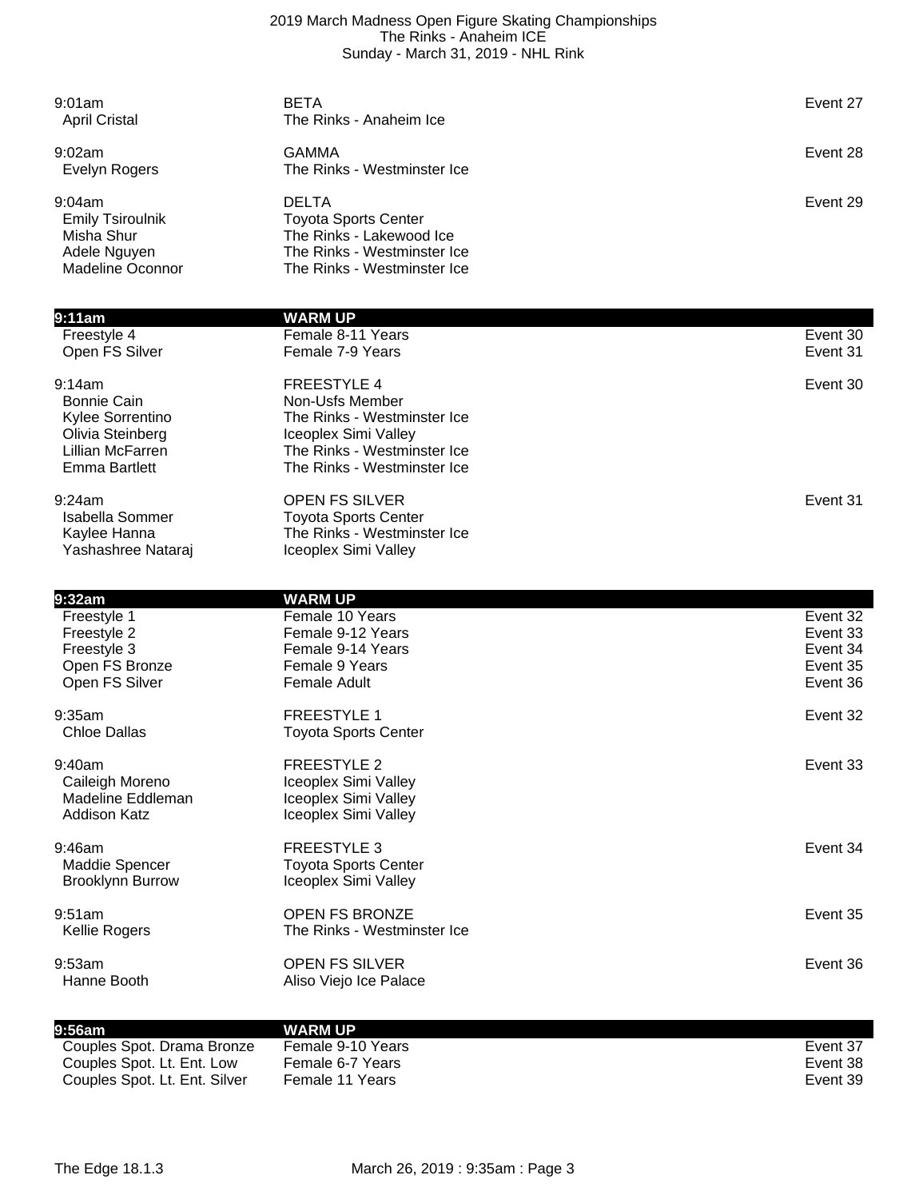| Time / Skater | Event / Club | Event # |
|---|---|---|
| 9:01am | BETA | Event 27 |
| April Cristal | The Rinks - Anaheim Ice | |
| 9:02am | GAMMA | Event 28 |
| Evelyn Rogers | The Rinks - Westminster Ice | |
| 9:04am | DELTA | Event 29 |
| Emily Tsiroulnik | Toyota Sports Center | |
| Misha Shur | The Rinks - Lakewood Ice | |
| Adele Nguyen | The Rinks - Westminster Ice | |
| Madeline Oconnor | The Rinks - Westminster Ice | |

| 9:11am | WARM UP | |
|---|---|---|
| Freestyle 4 | Female 8-11 Years | Event 30 |
| Open FS Silver | Female 7-9 Years | Event 31 |
| 9:14am | FREESTYLE 4 | Event 30 |
| Bonnie Cain | Non-Usfs Member | |
| Kylee Sorrentino | The Rinks - Westminster Ice | |
| Olivia Steinberg | Iceoplex Simi Valley | |
| Lillian McFarren | The Rinks - Westminster Ice | |
| Emma Bartlett | The Rinks - Westminster Ice | |
| 9:24am | OPEN FS SILVER | Event 31 |
| Isabella Sommer | Toyota Sports Center | |
| Kaylee Hanna | The Rinks - Westminster Ice | |
| Yashashree Nataraj | Iceoplex Simi Valley | |

| 9:32am | WARM UP | |
|---|---|---|
| Freestyle 1 | Female 10 Years | Event 32 |
| Freestyle 2 | Female 9-12 Years | Event 33 |
| Freestyle 3 | Female 9-14 Years | Event 34 |
| Open FS Bronze | Female 9 Years | Event 35 |
| Open FS Silver | Female Adult | Event 36 |
| 9:35am | FREESTYLE 1 | Event 32 |
| Chloe Dallas | Toyota Sports Center | |
| 9:40am | FREESTYLE 2 | Event 33 |
| Caileigh Moreno | Iceoplex Simi Valley | |
| Madeline Eddleman | Iceoplex Simi Valley | |
| Addison Katz | Iceoplex Simi Valley | |
| 9:46am | FREESTYLE 3 | Event 34 |
| Maddie Spencer | Toyota Sports Center | |
| Brooklynn Burrow | Iceoplex Simi Valley | |
| 9:51am | OPEN FS BRONZE | Event 35 |
| Kellie Rogers | The Rinks - Westminster Ice | |
| 9:53am | OPEN FS SILVER | Event 36 |
| Hanne Booth | Aliso Viejo Ice Palace | |

| 9:56am | WARM UP | |
|---|---|---|
| Couples Spot. Drama Bronze | Female 9-10 Years | Event 37 |
| Couples Spot. Lt. Ent. Low | Female 6-7 Years | Event 38 |
| Couples Spot. Lt. Ent. Silver | Female 11 Years | Event 39 |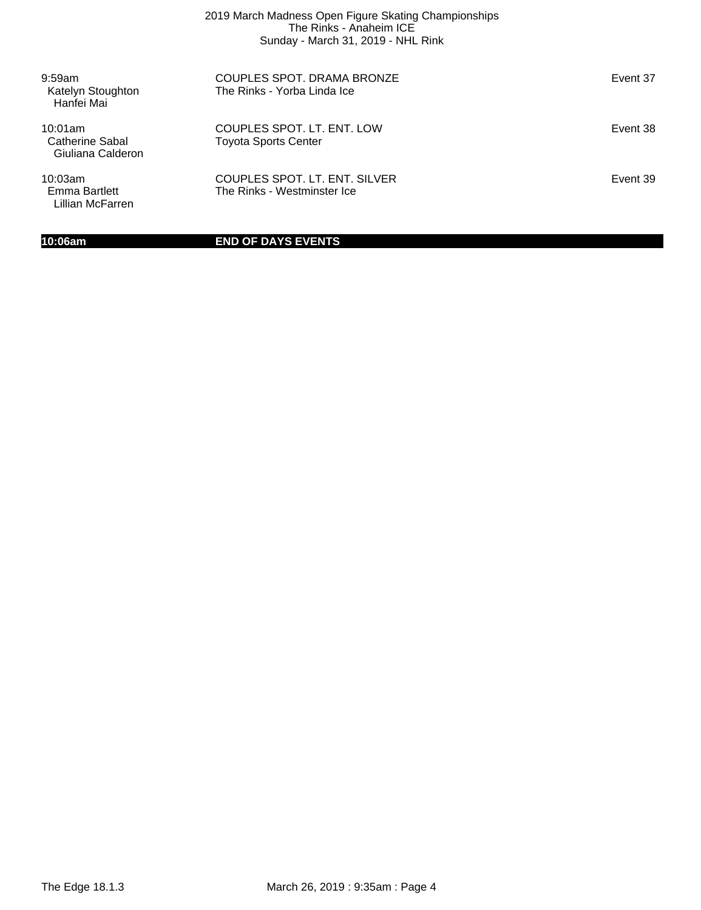| | | |
|---|---|---|
| 9:59am<br>Katelyn Stoughton<br>Hanfei Mai | COUPLES SPOT. DRAMA BRONZE<br>The Rinks - Yorba Linda Ice | Event 37 |
| 10:01am<br>Catherine Sabal<br>Giuliana Calderon | COUPLES SPOT. LT. ENT. LOW<br>Toyota Sports Center | Event 38 |
| 10:03am<br>Emma Bartlett<br>Lillian McFarren | COUPLES SPOT. LT. ENT. SILVER<br>The Rinks - Westminster Ice | Event 39 |

**10:06am** **END OF DAYS EVENTS**